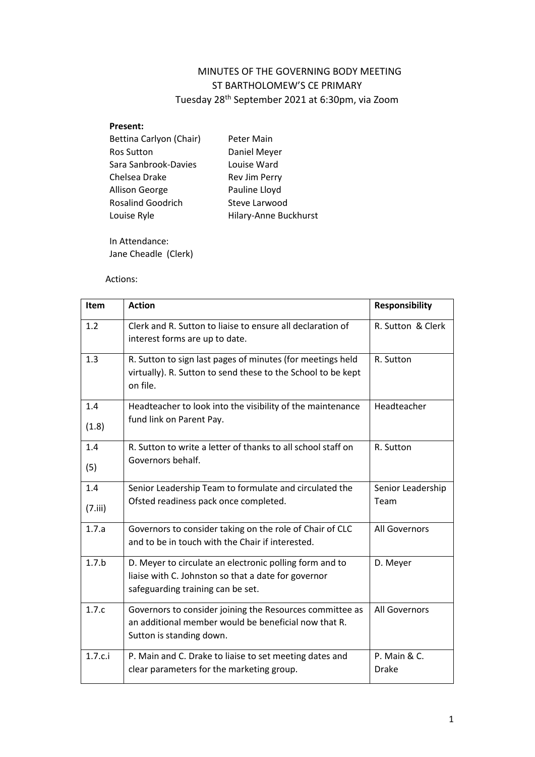# MINUTES OF THE GOVERNING BODY MEETING
## ST BARTHOLOMEW'S CE PRIMARY
### Tuesday 28th September 2021 at 6:30pm, via Zoom

**Present:**

Bettina Carlyon (Chair)
Ros Sutton
Sara Sanbrook-Davies
Chelsea Drake
Allison George
Rosalind Goodrich
Louise Ryle
Peter Main
Daniel Meyer
Louise Ward
Rev Jim Perry
Pauline Lloyd
Steve Larwood
Hilary-Anne Buckhurst

In Attendance:
Jane Cheadle (Clerk)

Actions:

| Item | Action | Responsibility |
|---|---|---|
| 1.2 | Clerk and R. Sutton to liaise to ensure all declaration of interest forms are up to date. | R. Sutton & Clerk |
| 1.3 | R. Sutton to sign last pages of minutes (for meetings held virtually). R. Sutton to send these to the School to be kept on file. | R. Sutton |
| 1.4 (1.8) | Headteacher to look into the visibility of the maintenance fund link on Parent Pay. | Headteacher |
| 1.4 (5) | R. Sutton to write a letter of thanks to all school staff on Governors behalf. | R. Sutton |
| 1.4 (7.iii) | Senior Leadership Team to formulate and circulated the Ofsted readiness pack once completed. | Senior Leadership Team |
| 1.7.a | Governors to consider taking on the role of Chair of CLC and to be in touch with the Chair if interested. | All Governors |
| 1.7.b | D. Meyer to circulate an electronic polling form and to liaise with C. Johnston so that a date for governor safeguarding training can be set. | D. Meyer |
| 1.7.c | Governors to consider joining the Resources committee as an additional member would be beneficial now that R. Sutton is standing down. | All Governors |
| 1.7.c.i | P. Main and C. Drake to liaise to set meeting dates and clear parameters for the marketing group. | P. Main & C. Drake |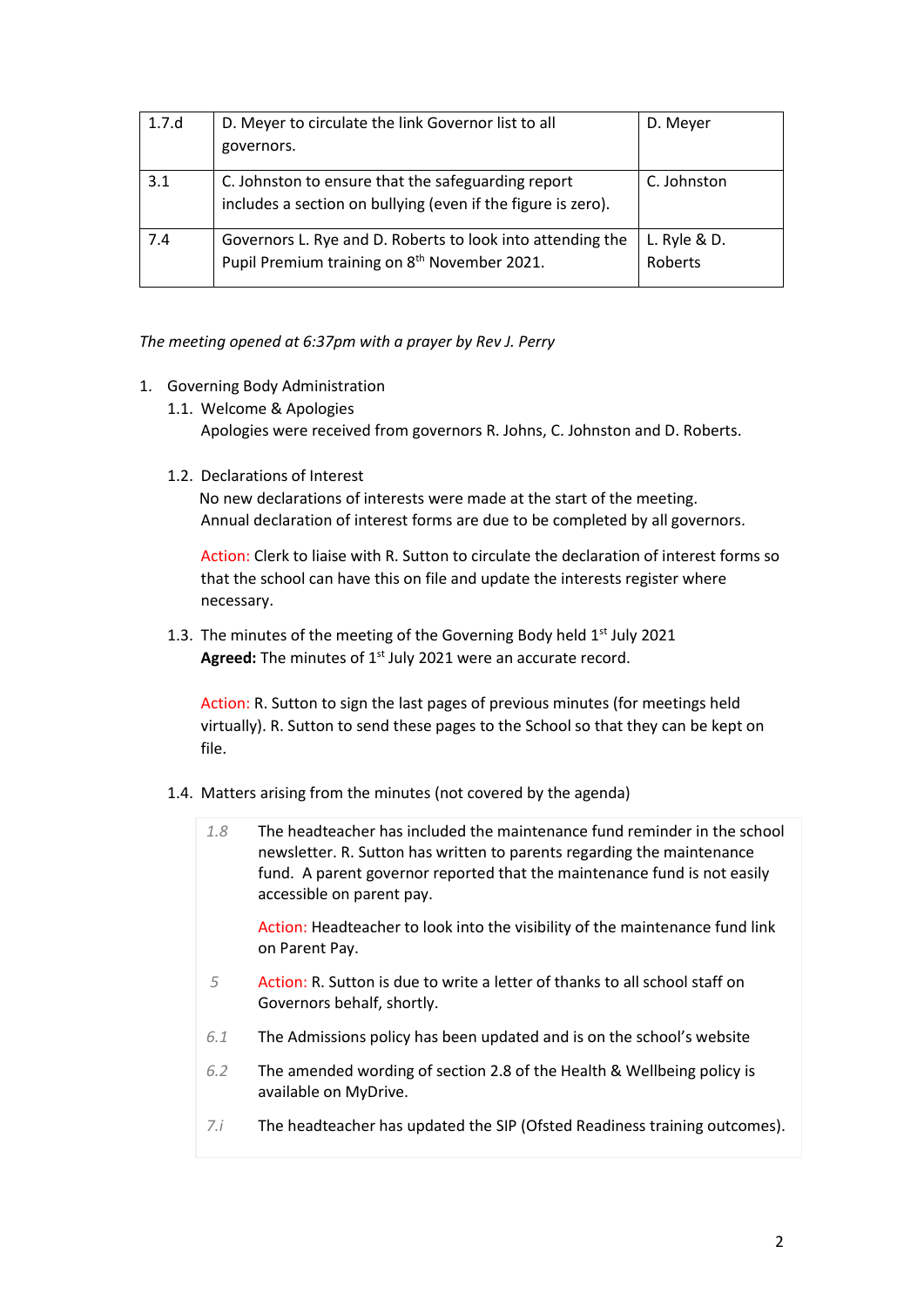| 1.7.d | D. Meyer to circulate the link Governor list to all governors. | D. Meyer |
|---|---|---|
| 3.1 | C. Johnston to ensure that the safeguarding report includes a section on bullying (even if the figure is zero). | C. Johnston |
| 7.4 | Governors L. Rye and D. Roberts to look into attending the Pupil Premium training on 8th November 2021. | L. Ryle & D. Roberts |

*The meeting opened at 6:37pm with a prayer by Rev J. Perry*

1. Governing Body Administration
   1.1. Welcome & Apologies
   Apologies were received from governors R. Johns, C. Johnston and D. Roberts.

   1.2. Declarations of Interest
   No new declarations of interests were made at the start of the meeting.
   Annual declaration of interest forms are due to be completed by all governors.

   Action: Clerk to liaise with R. Sutton to circulate the declaration of interest forms so that the school can have this on file and update the interests register where necessary.

   1.3. The minutes of the meeting of the Governing Body held 1st July 2021
   **Agreed:** The minutes of 1st July 2021 were an accurate record.

   Action: R. Sutton to sign the last pages of previous minutes (for meetings held virtually). R. Sutton to send these pages to the School so that they can be kept on file.

   1.4. Matters arising from the minutes (not covered by the agenda)

| | |
|---|---|
| *1.8* | The headteacher has included the maintenance fund reminder in the school newsletter. R. Sutton has written to parents regarding the maintenance fund. A parent governor reported that the maintenance fund is not easily accessible on parent pay.<br><br>Action: Headteacher to look into the visibility of the maintenance fund link on Parent Pay. |
| *5* | Action: R. Sutton is due to write a letter of thanks to all school staff on Governors behalf, shortly. |
| *6.1* | The Admissions policy has been updated and is on the school's website |
| *6.2* | The amended wording of section 2.8 of the Health & Wellbeing policy is available on MyDrive. |
| *7.i* | The headteacher has updated the SIP (Ofsted Readiness training outcomes). |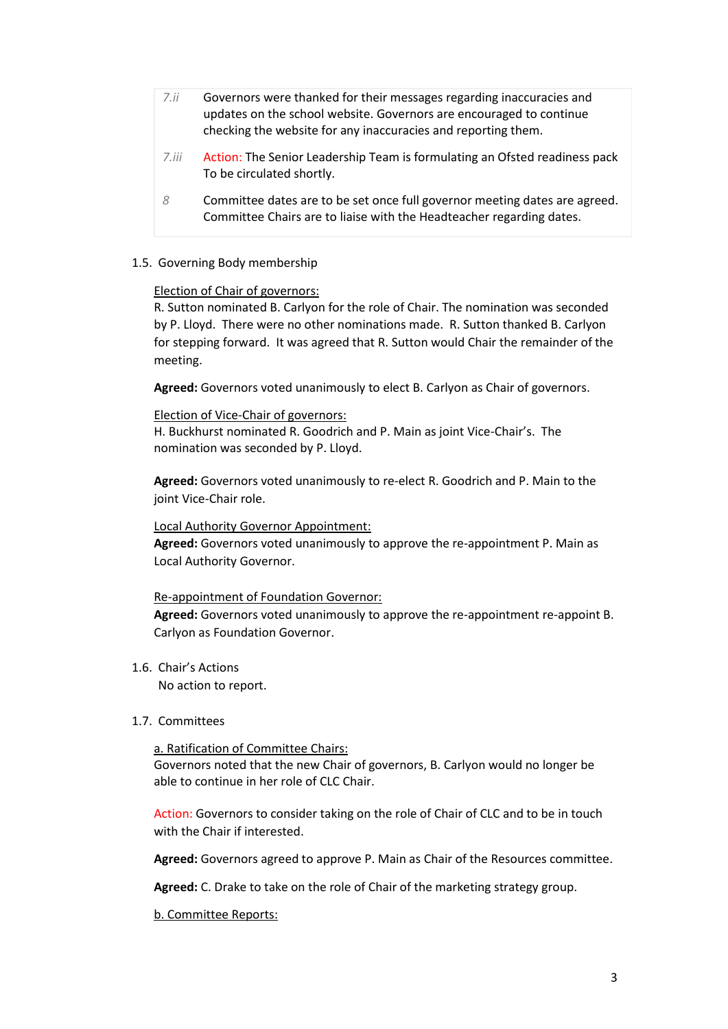| | |
|---|---|
| *7.ii* | Governors were thanked for their messages regarding inaccuracies and updates on the school website. Governors are encouraged to continue checking the website for any inaccuracies and reporting them. |
| *7.iii* | Action: The Senior Leadership Team is formulating an Ofsted readiness pack To be circulated shortly. |
| *8* | Committee dates are to be set once full governor meeting dates are agreed. Committee Chairs are to liaise with the Headteacher regarding dates. |

1.5. Governing Body membership

<u>Election of Chair of governors:</u>
R. Sutton nominated B. Carlyon for the role of Chair. The nomination was seconded by P. Lloyd. There were no other nominations made. R. Sutton thanked B. Carlyon for stepping forward. It was agreed that R. Sutton would Chair the remainder of the meeting.

**Agreed:** Governors voted unanimously to elect B. Carlyon as Chair of governors.

<u>Election of Vice-Chair of governors:</u>
H. Buckhurst nominated R. Goodrich and P. Main as joint Vice-Chair's. The nomination was seconded by P. Lloyd.

**Agreed:** Governors voted unanimously to re-elect R. Goodrich and P. Main to the joint Vice-Chair role.

<u>Local Authority Governor Appointment:</u>
**Agreed:** Governors voted unanimously to approve the re-appointment P. Main as Local Authority Governor.

<u>Re-appointment of Foundation Governor:</u>
**Agreed:** Governors voted unanimously to approve the re-appointment re-appoint B. Carlyon as Foundation Governor.

1.6. Chair's Actions
No action to report.

1.7. Committees

<u>a. Ratification of Committee Chairs:</u>
Governors noted that the new Chair of governors, B. Carlyon would no longer be able to continue in her role of CLC Chair.

Action: Governors to consider taking on the role of Chair of CLC and to be in touch with the Chair if interested.

**Agreed:** Governors agreed to approve P. Main as Chair of the Resources committee.

**Agreed:** C. Drake to take on the role of Chair of the marketing strategy group.

<u>b. Committee Reports:</u>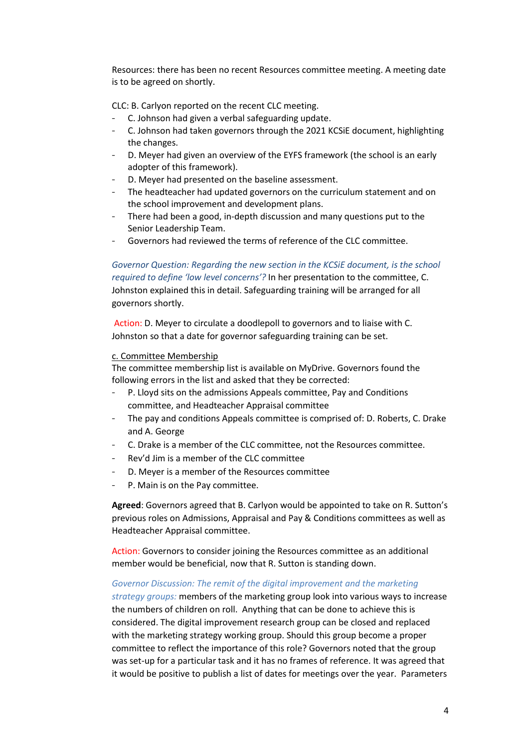Resources: there has been no recent Resources committee meeting. A meeting date is to be agreed on shortly.

CLC: B. Carlyon reported on the recent CLC meeting.

- C. Johnson had given a verbal safeguarding update.
- C. Johnson had taken governors through the 2021 KCSiE document, highlighting the changes.
- D. Meyer had given an overview of the EYFS framework (the school is an early adopter of this framework).
- D. Meyer had presented on the baseline assessment.
- The headteacher had updated governors on the curriculum statement and on the school improvement and development plans.
- There had been a good, in-depth discussion and many questions put to the Senior Leadership Team.
- Governors had reviewed the terms of reference of the CLC committee.

*Governor Question: Regarding the new section in the KCSiE document, is the school required to define 'low level concerns'?* In her presentation to the committee, C. Johnston explained this in detail. Safeguarding training will be arranged for all governors shortly.

Action: D. Meyer to circulate a doodlepoll to governors and to liaise with C. Johnston so that a date for governor safeguarding training can be set.

c. Committee Membership

The committee membership list is available on MyDrive. Governors found the following errors in the list and asked that they be corrected:

- P. Lloyd sits on the admissions Appeals committee, Pay and Conditions committee, and Headteacher Appraisal committee
- The pay and conditions Appeals committee is comprised of: D. Roberts, C. Drake and A. George
- C. Drake is a member of the CLC committee, not the Resources committee.
- Rev'd Jim is a member of the CLC committee
- D. Meyer is a member of the Resources committee
- P. Main is on the Pay committee.

**Agreed**: Governors agreed that B. Carlyon would be appointed to take on R. Sutton's previous roles on Admissions, Appraisal and Pay & Conditions committees as well as Headteacher Appraisal committee.

Action: Governors to consider joining the Resources committee as an additional member would be beneficial, now that R. Sutton is standing down.

*Governor Discussion: The remit of the digital improvement and the marketing strategy groups:* members of the marketing group look into various ways to increase the numbers of children on roll. Anything that can be done to achieve this is considered. The digital improvement research group can be closed and replaced with the marketing strategy working group. Should this group become a proper committee to reflect the importance of this role? Governors noted that the group was set-up for a particular task and it has no frames of reference. It was agreed that it would be positive to publish a list of dates for meetings over the year. Parameters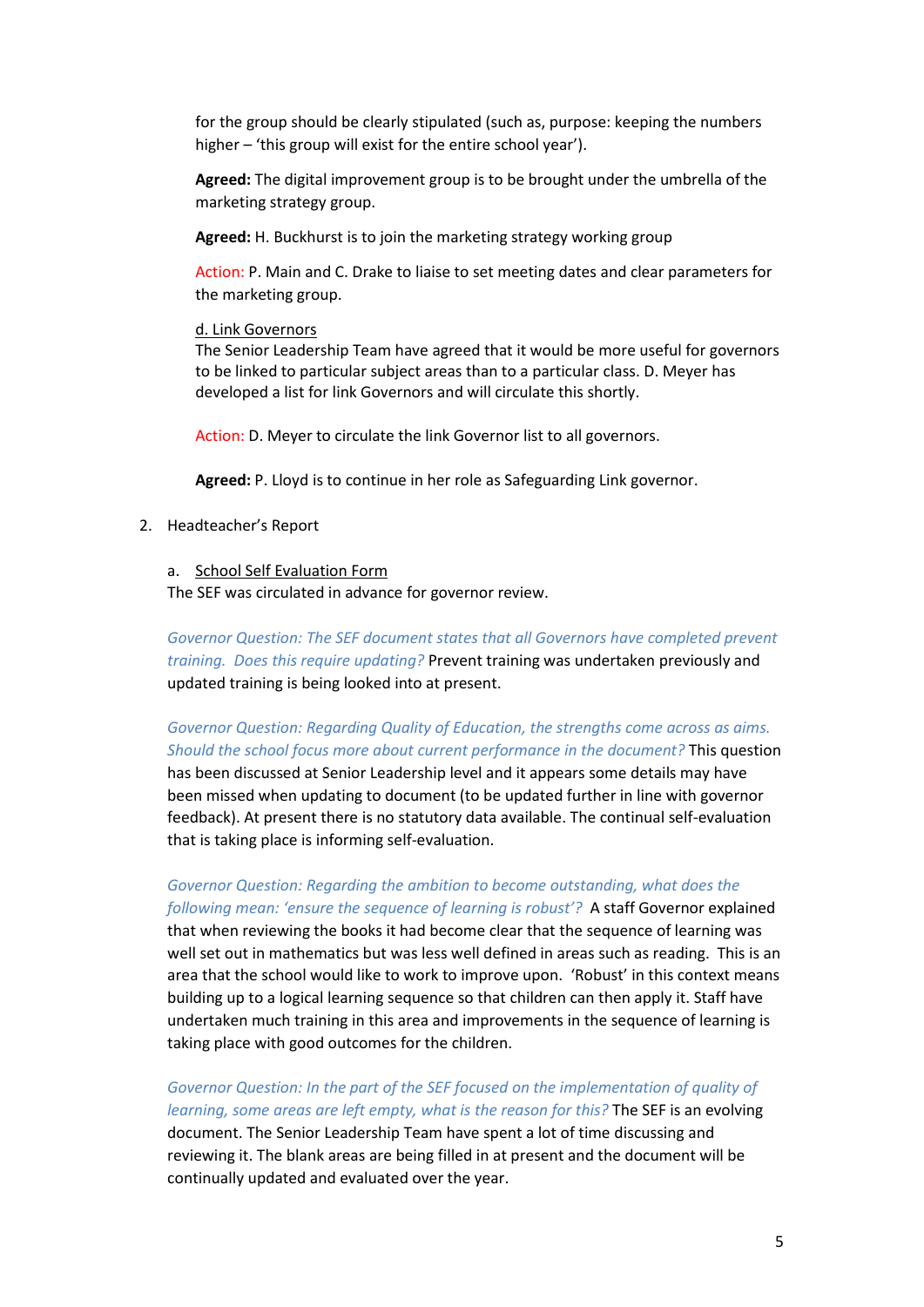for the group should be clearly stipulated (such as, purpose: keeping the numbers higher – 'this group will exist for the entire school year').

**Agreed:** The digital improvement group is to be brought under the umbrella of the marketing strategy group.

**Agreed:** H. Buckhurst is to join the marketing strategy working group

Action: P. Main and C. Drake to liaise to set meeting dates and clear parameters for the marketing group.

d. Link Governors

The Senior Leadership Team have agreed that it would be more useful for governors to be linked to particular subject areas than to a particular class. D. Meyer has developed a list for link Governors and will circulate this shortly.

Action: D. Meyer to circulate the link Governor list to all governors.

**Agreed:** P. Lloyd is to continue in her role as Safeguarding Link governor.

2. Headteacher's Report

   a. School Self Evaluation Form

   The SEF was circulated in advance for governor review.

   *Governor Question: The SEF document states that all Governors have completed prevent training. Does this require updating?* Prevent training was undertaken previously and updated training is being looked into at present.

   *Governor Question: Regarding Quality of Education, the strengths come across as aims. Should the school focus more about current performance in the document?* This question has been discussed at Senior Leadership level and it appears some details may have been missed when updating to document (to be updated further in line with governor feedback). At present there is no statutory data available. The continual self-evaluation that is taking place is informing self-evaluation.

   *Governor Question: Regarding the ambition to become outstanding, what does the following mean: 'ensure the sequence of learning is robust'?* A staff Governor explained that when reviewing the books it had become clear that the sequence of learning was well set out in mathematics but was less well defined in areas such as reading. This is an area that the school would like to work to improve upon. 'Robust' in this context means building up to a logical learning sequence so that children can then apply it. Staff have undertaken much training in this area and improvements in the sequence of learning is taking place with good outcomes for the children.

   *Governor Question: In the part of the SEF focused on the implementation of quality of learning, some areas are left empty, what is the reason for this?* The SEF is an evolving document. The Senior Leadership Team have spent a lot of time discussing and reviewing it. The blank areas are being filled in at present and the document will be continually updated and evaluated over the year.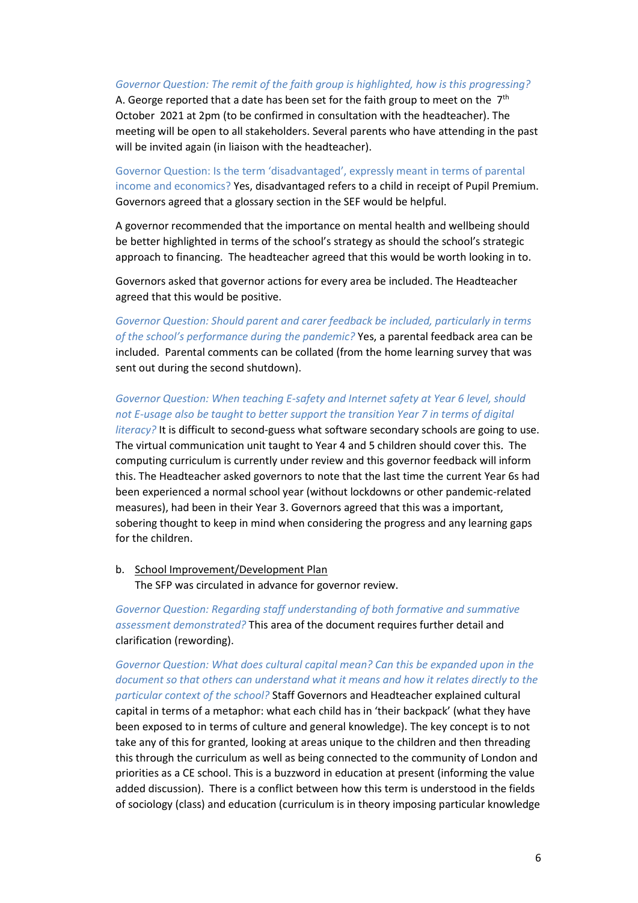*Governor Question: The remit of the faith group is highlighted, how is this progressing?*
A. George reported that a date has been set for the faith group to meet on the 7th October 2021 at 2pm (to be confirmed in consultation with the headteacher). The meeting will be open to all stakeholders. Several parents who have attending in the past will be invited again (in liaison with the headteacher).

Governor Question: Is the term 'disadvantaged', expressly meant in terms of parental income and economics? Yes, disadvantaged refers to a child in receipt of Pupil Premium. Governors agreed that a glossary section in the SEF would be helpful.

A governor recommended that the importance on mental health and wellbeing should be better highlighted in terms of the school's strategy as should the school's strategic approach to financing. The headteacher agreed that this would be worth looking in to.

Governors asked that governor actions for every area be included. The Headteacher agreed that this would be positive.

*Governor Question: Should parent and carer feedback be included, particularly in terms of the school's performance during the pandemic?* Yes, a parental feedback area can be included. Parental comments can be collated (from the home learning survey that was sent out during the second shutdown).

*Governor Question: When teaching E-safety and Internet safety at Year 6 level, should not E-usage also be taught to better support the transition Year 7 in terms of digital literacy?* It is difficult to second-guess what software secondary schools are going to use. The virtual communication unit taught to Year 4 and 5 children should cover this. The computing curriculum is currently under review and this governor feedback will inform this. The Headteacher asked governors to note that the last time the current Year 6s had been experienced a normal school year (without lockdowns or other pandemic-related measures), had been in their Year 3. Governors agreed that this was a important, sobering thought to keep in mind when considering the progress and any learning gaps for the children.

b. School Improvement/Development Plan
   The SFP was circulated in advance for governor review.

*Governor Question: Regarding staff understanding of both formative and summative assessment demonstrated?* This area of the document requires further detail and clarification (rewording).

*Governor Question: What does cultural capital mean? Can this be expanded upon in the document so that others can understand what it means and how it relates directly to the particular context of the school?* Staff Governors and Headteacher explained cultural capital in terms of a metaphor: what each child has in 'their backpack' (what they have been exposed to in terms of culture and general knowledge). The key concept is to not take any of this for granted, looking at areas unique to the children and then threading this through the curriculum as well as being connected to the community of London and priorities as a CE school. This is a buzzword in education at present (informing the value added discussion). There is a conflict between how this term is understood in the fields of sociology (class) and education (curriculum is in theory imposing particular knowledge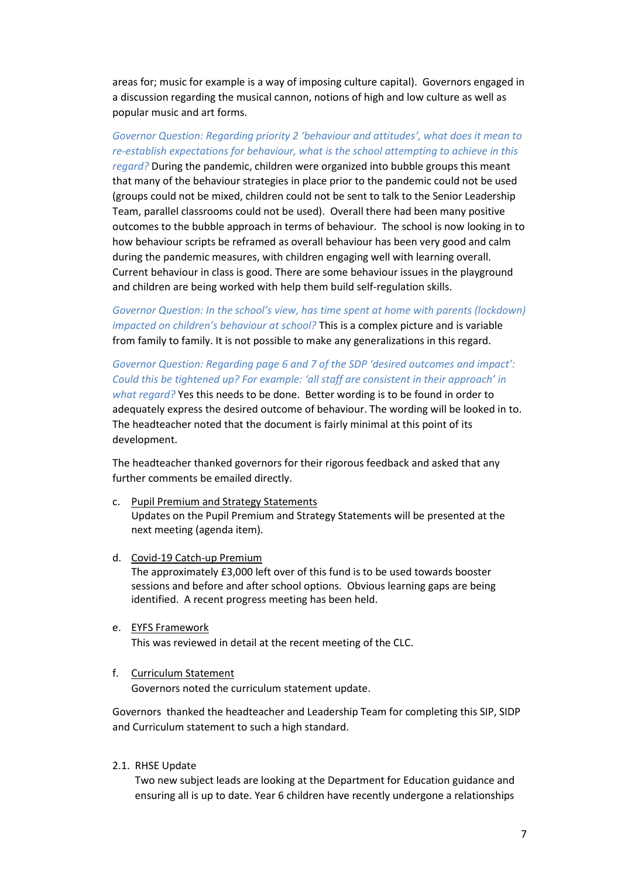areas for; music for example is a way of imposing culture capital). Governors engaged in a discussion regarding the musical cannon, notions of high and low culture as well as popular music and art forms.

*Governor Question: Regarding priority 2 'behaviour and attitudes', what does it mean to re-establish expectations for behaviour, what is the school attempting to achieve in this regard?* During the pandemic, children were organized into bubble groups this meant that many of the behaviour strategies in place prior to the pandemic could not be used (groups could not be mixed, children could not be sent to talk to the Senior Leadership Team, parallel classrooms could not be used). Overall there had been many positive outcomes to the bubble approach in terms of behaviour. The school is now looking in to how behaviour scripts be reframed as overall behaviour has been very good and calm during the pandemic measures, with children engaging well with learning overall. Current behaviour in class is good. There are some behaviour issues in the playground and children are being worked with help them build self-regulation skills.

*Governor Question: In the school's view, has time spent at home with parents (lockdown) impacted on children's behaviour at school?* This is a complex picture and is variable from family to family. It is not possible to make any generalizations in this regard.

*Governor Question: Regarding page 6 and 7 of the SDP 'desired outcomes and impact': Could this be tightened up? For example: 'all staff are consistent in their approach' in what regard?* Yes this needs to be done. Better wording is to be found in order to adequately express the desired outcome of behaviour. The wording will be looked in to. The headteacher noted that the document is fairly minimal at this point of its development.

The headteacher thanked governors for their rigorous feedback and asked that any further comments be emailed directly.

c. Pupil Premium and Strategy Statements
   Updates on the Pupil Premium and Strategy Statements will be presented at the next meeting (agenda item).

d. Covid-19 Catch-up Premium
   The approximately £3,000 left over of this fund is to be used towards booster sessions and before and after school options. Obvious learning gaps are being identified. A recent progress meeting has been held.

e. EYFS Framework
   This was reviewed in detail at the recent meeting of the CLC.

f. Curriculum Statement
   Governors noted the curriculum statement update.

Governors thanked the headteacher and Leadership Team for completing this SIP, SIDP and Curriculum statement to such a high standard.

2.1. RHSE Update
   Two new subject leads are looking at the Department for Education guidance and ensuring all is up to date. Year 6 children have recently undergone a relationships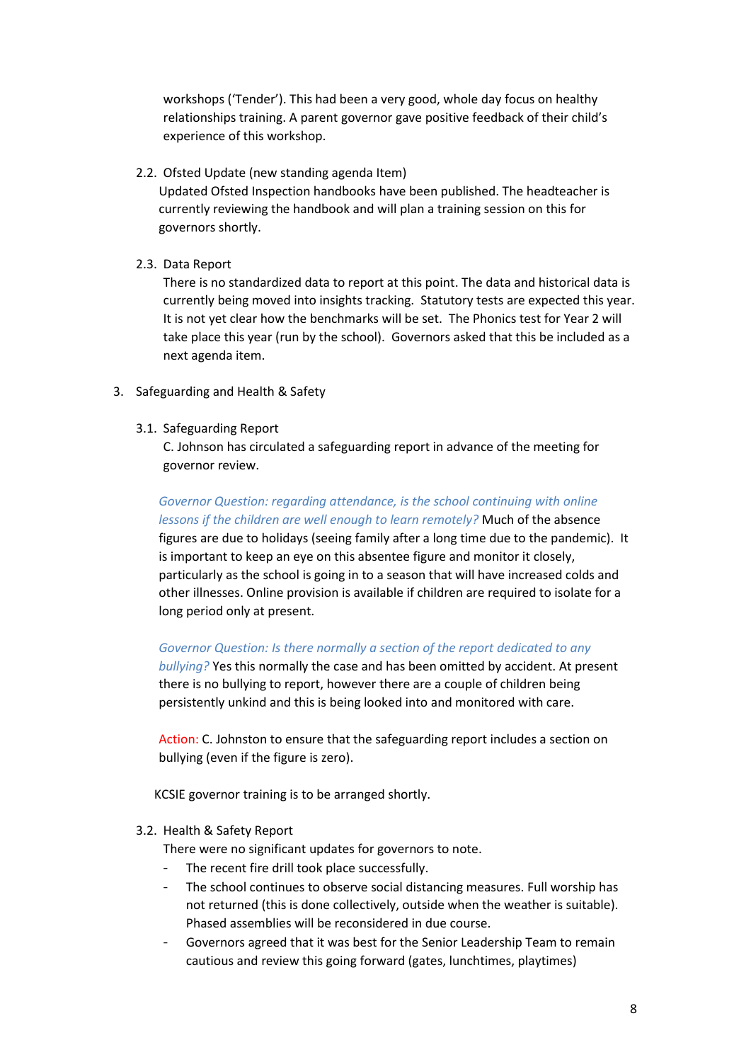workshops ('Tender'). This had been a very good, whole day focus on healthy relationships training. A parent governor gave positive feedback of their child's experience of this workshop.

2.2. Ofsted Update (new standing agenda Item)

Updated Ofsted Inspection handbooks have been published. The headteacher is currently reviewing the handbook and will plan a training session on this for governors shortly.

2.3. Data Report

There is no standardized data to report at this point. The data and historical data is currently being moved into insights tracking. Statutory tests are expected this year. It is not yet clear how the benchmarks will be set. The Phonics test for Year 2 will take place this year (run by the school). Governors asked that this be included as a next agenda item.

3. Safeguarding and Health & Safety

3.1. Safeguarding Report

C. Johnson has circulated a safeguarding report in advance of the meeting for governor review.

*Governor Question: regarding attendance, is the school continuing with online lessons if the children are well enough to learn remotely?* Much of the absence figures are due to holidays (seeing family after a long time due to the pandemic). It is important to keep an eye on this absentee figure and monitor it closely, particularly as the school is going in to a season that will have increased colds and other illnesses. Online provision is available if children are required to isolate for a long period only at present.

*Governor Question: Is there normally a section of the report dedicated to any bullying?* Yes this normally the case and has been omitted by accident. At present there is no bullying to report, however there are a couple of children being persistently unkind and this is being looked into and monitored with care.

Action: C. Johnston to ensure that the safeguarding report includes a section on bullying (even if the figure is zero).

KCSIE governor training is to be arranged shortly.

3.2. Health & Safety Report

There were no significant updates for governors to note.

- The recent fire drill took place successfully.
- The school continues to observe social distancing measures. Full worship has not returned (this is done collectively, outside when the weather is suitable). Phased assemblies will be reconsidered in due course.
- Governors agreed that it was best for the Senior Leadership Team to remain cautious and review this going forward (gates, lunchtimes, playtimes)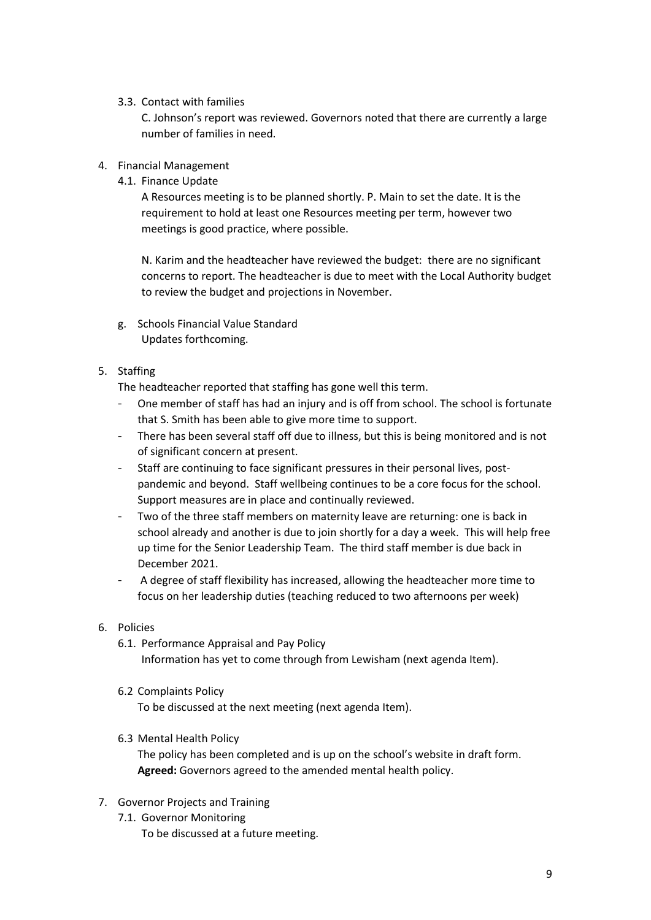3.3. Contact with families

C. Johnson's report was reviewed. Governors noted that there are currently a large number of families in need.

4. Financial Management

4.1. Finance Update

A Resources meeting is to be planned shortly. P. Main to set the date. It is the requirement to hold at least one Resources meeting per term, however two meetings is good practice, where possible.

N. Karim and the headteacher have reviewed the budget: there are no significant concerns to report. The headteacher is due to meet with the Local Authority budget to review the budget and projections in November.

g. Schools Financial Value Standard

Updates forthcoming.

5. Staffing

The headteacher reported that staffing has gone well this term.

- One member of staff has had an injury and is off from school. The school is fortunate that S. Smith has been able to give more time to support.
- There has been several staff off due to illness, but this is being monitored and is not of significant concern at present.
- Staff are continuing to face significant pressures in their personal lives, post-pandemic and beyond. Staff wellbeing continues to be a core focus for the school. Support measures are in place and continually reviewed.
- Two of the three staff members on maternity leave are returning: one is back in school already and another is due to join shortly for a day a week. This will help free up time for the Senior Leadership Team. The third staff member is due back in December 2021.
- A degree of staff flexibility has increased, allowing the headteacher more time to focus on her leadership duties (teaching reduced to two afternoons per week)

6. Policies

6.1. Performance Appraisal and Pay Policy

Information has yet to come through from Lewisham (next agenda Item).

6.2 Complaints Policy

To be discussed at the next meeting (next agenda Item).

6.3 Mental Health Policy

The policy has been completed and is up on the school's website in draft form.
**Agreed:** Governors agreed to the amended mental health policy.

7. Governor Projects and Training

7.1. Governor Monitoring

To be discussed at a future meeting.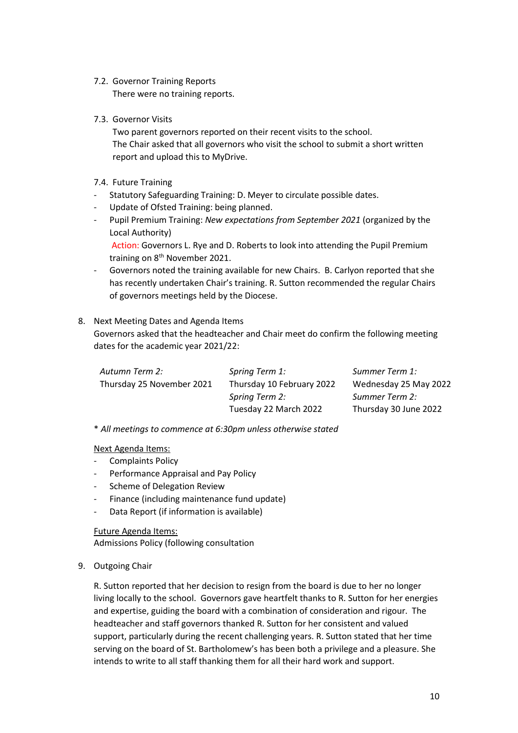7.2. Governor Training Reports

There were no training reports.

7.3. Governor Visits

Two parent governors reported on their recent visits to the school.
The Chair asked that all governors who visit the school to submit a short written report and upload this to MyDrive.

7.4. Future Training

- Statutory Safeguarding Training: D. Meyer to circulate possible dates.
- Update of Ofsted Training: being planned.
- Pupil Premium Training: *New expectations from September 2021* (organized by the Local Authority)
  Action: Governors L. Rye and D. Roberts to look into attending the Pupil Premium training on 8th November 2021.
- Governors noted the training available for new Chairs. B. Carlyon reported that she has recently undertaken Chair's training. R. Sutton recommended the regular Chairs of governors meetings held by the Diocese.

8. Next Meeting Dates and Agenda Items

Governors asked that the headteacher and Chair meet do confirm the following meeting dates for the academic year 2021/22:

| *Autumn Term 2:* | *Spring Term 1:* | *Summer Term 1:* |
|---|---|---|
| Thursday 25 November 2021 | Thursday 10 February 2022 | Wednesday 25 May 2022 |
| | *Spring Term 2:* | *Summer Term 2:* |
| | Tuesday 22 March 2022 | Thursday 30 June 2022 |

\* *All meetings to commence at 6:30pm unless otherwise stated*

Next Agenda Items:

- Complaints Policy
- Performance Appraisal and Pay Policy
- Scheme of Delegation Review
- Finance (including maintenance fund update)
- Data Report (if information is available)

Future Agenda Items:

Admissions Policy (following consultation

9. Outgoing Chair

R. Sutton reported that her decision to resign from the board is due to her no longer living locally to the school. Governors gave heartfelt thanks to R. Sutton for her energies and expertise, guiding the board with a combination of consideration and rigour. The headteacher and staff governors thanked R. Sutton for her consistent and valued support, particularly during the recent challenging years. R. Sutton stated that her time serving on the board of St. Bartholomew's has been both a privilege and a pleasure. She intends to write to all staff thanking them for all their hard work and support.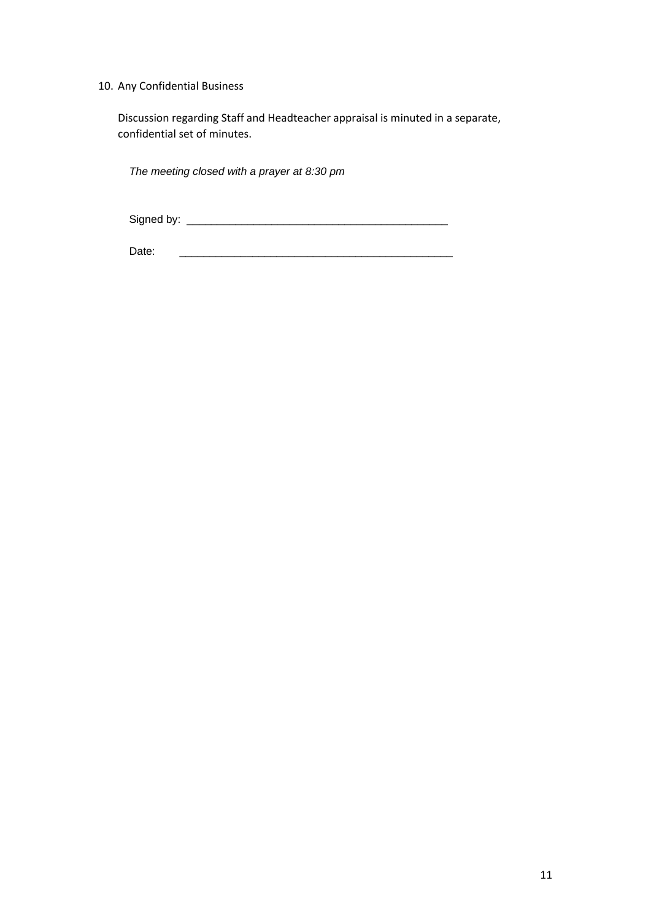10. Any Confidential Business

Discussion regarding Staff and Headteacher appraisal is minuted in a separate, confidential set of minutes.

*The meeting closed with a prayer at 8:30 pm*

Signed by: ____________________________________________

Date: ____________________________________________